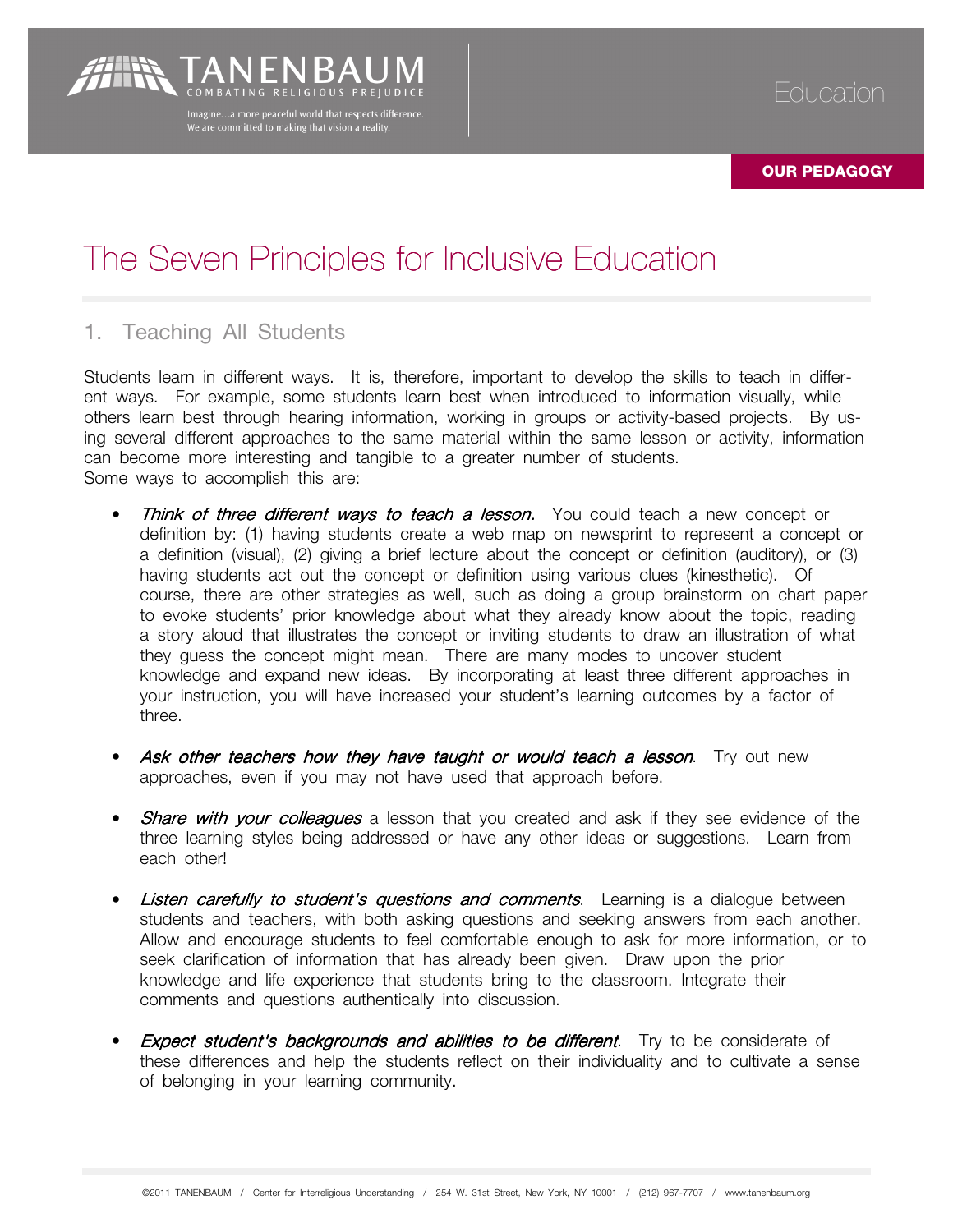TANENBAUM
COMBATING RELIGIOUS PREJUDICE

Imagine…a more peaceful world that respects difference.
We are committed to making that vision a reality.

Education

**OUR PEDAGOGY**

# The Seven Principles for Inclusive Education

## 1. Teaching All Students

Students learn in different ways. It is, therefore, important to develop the skills to teach in different ways. For example, some students learn best when introduced to information visually, while others learn best through hearing information, working in groups or activity-based projects. By using several different approaches to the same material within the same lesson or activity, information can become more interesting and tangible to a greater number of students.
Some ways to accomplish this are:

- *Think of three different ways to teach a lesson.* You could teach a new concept or definition by: (1) having students create a web map on newsprint to represent a concept or a definition (visual), (2) giving a brief lecture about the concept or definition (auditory), or (3) having students act out the concept or definition using various clues (kinesthetic). Of course, there are other strategies as well, such as doing a group brainstorm on chart paper to evoke students' prior knowledge about what they already know about the topic, reading a story aloud that illustrates the concept or inviting students to draw an illustration of what they guess the concept might mean. There are many modes to uncover student knowledge and expand new ideas. By incorporating at least three different approaches in your instruction, you will have increased your student's learning outcomes by a factor of three.

- *Ask other teachers how they have taught or would teach a lesson*. Try out new approaches, even if you may not have used that approach before.

- *Share with your colleagues* a lesson that you created and ask if they see evidence of the three learning styles being addressed or have any other ideas or suggestions. Learn from each other!

- *Listen carefully to student's questions and comments*. Learning is a dialogue between students and teachers, with both asking questions and seeking answers from each another. Allow and encourage students to feel comfortable enough to ask for more information, or to seek clarification of information that has already been given. Draw upon the prior knowledge and life experience that students bring to the classroom. Integrate their comments and questions authentically into discussion.

- *Expect student's backgrounds and abilities to be different*. Try to be considerate of these differences and help the students reflect on their individuality and to cultivate a sense of belonging in your learning community.

©2011 TANENBAUM / Center for Interreligious Understanding / 254 W. 31st Street, New York, NY 10001 / (212) 967-7707 / www.tanenbaum.org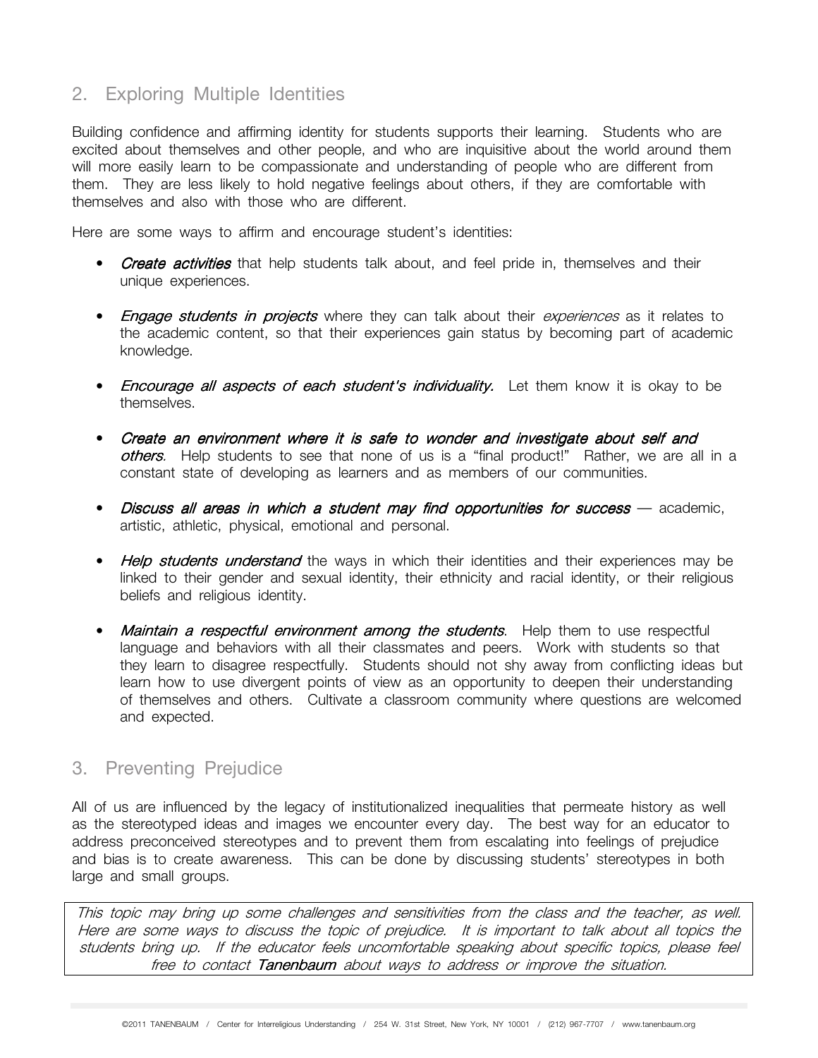## 2. Exploring Multiple Identities

Building confidence and affirming identity for students supports their learning. Students who are excited about themselves and other people, and who are inquisitive about the world around them will more easily learn to be compassionate and understanding of people who are different from them. They are less likely to hold negative feelings about others, if they are comfortable with themselves and also with those who are different.

Here are some ways to affirm and encourage student's identities:

- ***Create activities*** that help students talk about, and feel pride in, themselves and their unique experiences.
- ***Engage students in projects*** where they can talk about their *experiences* as it relates to the academic content, so that their experiences gain status by becoming part of academic knowledge.
- ***Encourage all aspects of each student's individuality.*** Let them know it is okay to be themselves.
- ***Create an environment where it is safe to wonder and investigate about self and others***. Help students to see that none of us is a "final product!" Rather, we are all in a constant state of developing as learners and as members of our communities.
- ***Discuss all areas in which a student may find opportunities for success*** — academic, artistic, athletic, physical, emotional and personal.
- ***Help students understand*** the ways in which their identities and their experiences may be linked to their gender and sexual identity, their ethnicity and racial identity, or their religious beliefs and religious identity.
- ***Maintain a respectful environment among the students***. Help them to use respectful language and behaviors with all their classmates and peers. Work with students so that they learn to disagree respectfully. Students should not shy away from conflicting ideas but learn how to use divergent points of view as an opportunity to deepen their understanding of themselves and others. Cultivate a classroom community where questions are welcomed and expected.

## 3. Preventing Prejudice

All of us are influenced by the legacy of institutionalized inequalities that permeate history as well as the stereotyped ideas and images we encounter every day. The best way for an educator to address preconceived stereotypes and to prevent them from escalating into feelings of prejudice and bias is to create awareness. This can be done by discussing students' stereotypes in both large and small groups.

*This topic may bring up some challenges and sensitivities from the class and the teacher, as well. Here are some ways to discuss the topic of prejudice. It is important to talk about all topics the students bring up. If the educator feels uncomfortable speaking about specific topics, please feel free to contact* ***Tanenbaum*** *about ways to address or improve the situation.*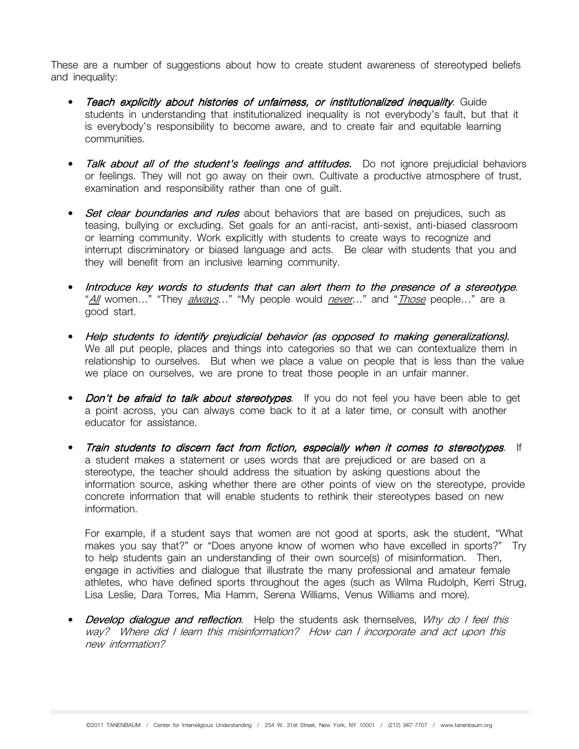These are a number of suggestions about how to create student awareness of stereotyped beliefs and inequality:

- *Teach explicitly about histories of unfairness, or institutionalized inequality*. Guide students in understanding that institutionalized inequality is not everybody's fault, but that it is everybody's responsibility to become aware, and to create fair and equitable learning communities.

- *Talk about all of the student's feelings and attitudes.* Do not ignore prejudicial behaviors or feelings. They will not go away on their own. Cultivate a productive atmosphere of trust, examination and responsibility rather than one of guilt.

- *Set clear boundaries and rules* about behaviors that are based on prejudices, such as teasing, bullying or excluding. Set goals for an anti-racist, anti-sexist, anti-biased classroom or learning community. Work explicitly with students to create ways to recognize and interrupt discriminatory or biased language and acts. Be clear with students that you and they will benefit from an inclusive learning community.

- *Introduce key words to students that can alert them to the presence of a stereotype*. "*<u>All</u>* women…" "They *<u>always</u>*…" "My people would *<u>never</u>*…" and "*<u>Those</u>* people…" are a good start.

- *Help students to identify prejudicial behavior (as opposed to making generalizations).* We all put people, places and things into categories so that we can contextualize them in relationship to ourselves. But when we place a value on people that is less than the value we place on ourselves, we are prone to treat those people in an unfair manner.

- *Don't be afraid to talk about stereotypes*. If you do not feel you have been able to get a point across, you can always come back to it at a later time, or consult with another educator for assistance.

- *Train students to discern fact from fiction, especially when it comes to stereotypes*. If a student makes a statement or uses words that are prejudiced or are based on a stereotype, the teacher should address the situation by asking questions about the information source, asking whether there are other points of view on the stereotype, provide concrete information that will enable students to rethink their stereotypes based on new information.

  For example, if a student says that women are not good at sports, ask the student, "What makes you say that?" or "Does anyone know of women who have excelled in sports?" Try to help students gain an understanding of their own source(s) of misinformation. Then, engage in activities and dialogue that illustrate the many professional and amateur female athletes, who have defined sports throughout the ages (such as Wilma Rudolph, Kerri Strug, Lisa Leslie, Dara Torres, Mia Hamm, Serena Williams, Venus Williams and more).

- *Develop dialogue and reflection*. Help the students ask themselves, *Why do I feel this way? Where did I learn this misinformation? How can I incorporate and act upon this new information?*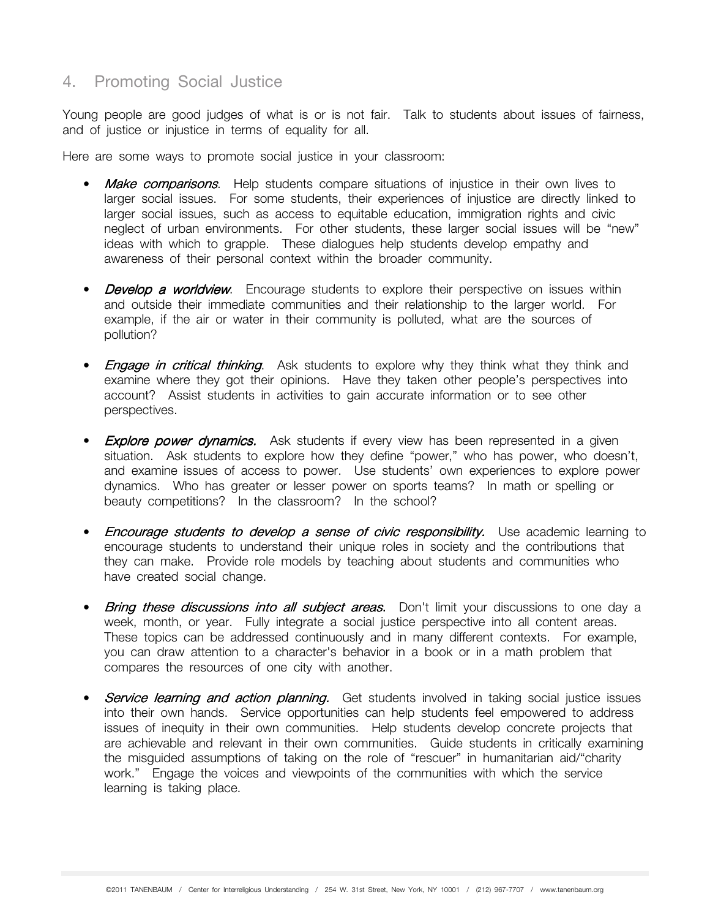## 4. Promoting Social Justice

Young people are good judges of what is or is not fair. Talk to students about issues of fairness, and of justice or injustice in terms of equality for all.

Here are some ways to promote social justice in your classroom:

- *Make comparisons*. Help students compare situations of injustice in their own lives to larger social issues. For some students, their experiences of injustice are directly linked to larger social issues, such as access to equitable education, immigration rights and civic neglect of urban environments. For other students, these larger social issues will be "new" ideas with which to grapple. These dialogues help students develop empathy and awareness of their personal context within the broader community.

- *Develop a worldview*. Encourage students to explore their perspective on issues within and outside their immediate communities and their relationship to the larger world. For example, if the air or water in their community is polluted, what are the sources of pollution?

- *Engage in critical thinking*. Ask students to explore why they think what they think and examine where they got their opinions. Have they taken other people's perspectives into account? Assist students in activities to gain accurate information or to see other perspectives.

- *Explore power dynamics.* Ask students if every view has been represented in a given situation. Ask students to explore how they define "power," who has power, who doesn't, and examine issues of access to power. Use students' own experiences to explore power dynamics. Who has greater or lesser power on sports teams? In math or spelling or beauty competitions? In the classroom? In the school?

- *Encourage students to develop a sense of civic responsibility.* Use academic learning to encourage students to understand their unique roles in society and the contributions that they can make. Provide role models by teaching about students and communities who have created social change.

- *Bring these discussions into all subject areas.* Don't limit your discussions to one day a week, month, or year. Fully integrate a social justice perspective into all content areas. These topics can be addressed continuously and in many different contexts. For example, you can draw attention to a character's behavior in a book or in a math problem that compares the resources of one city with another.

- *Service learning and action planning.* Get students involved in taking social justice issues into their own hands. Service opportunities can help students feel empowered to address issues of inequity in their own communities. Help students develop concrete projects that are achievable and relevant in their own communities. Guide students in critically examining the misguided assumptions of taking on the role of "rescuer" in humanitarian aid/"charity work." Engage the voices and viewpoints of the communities with which the service learning is taking place.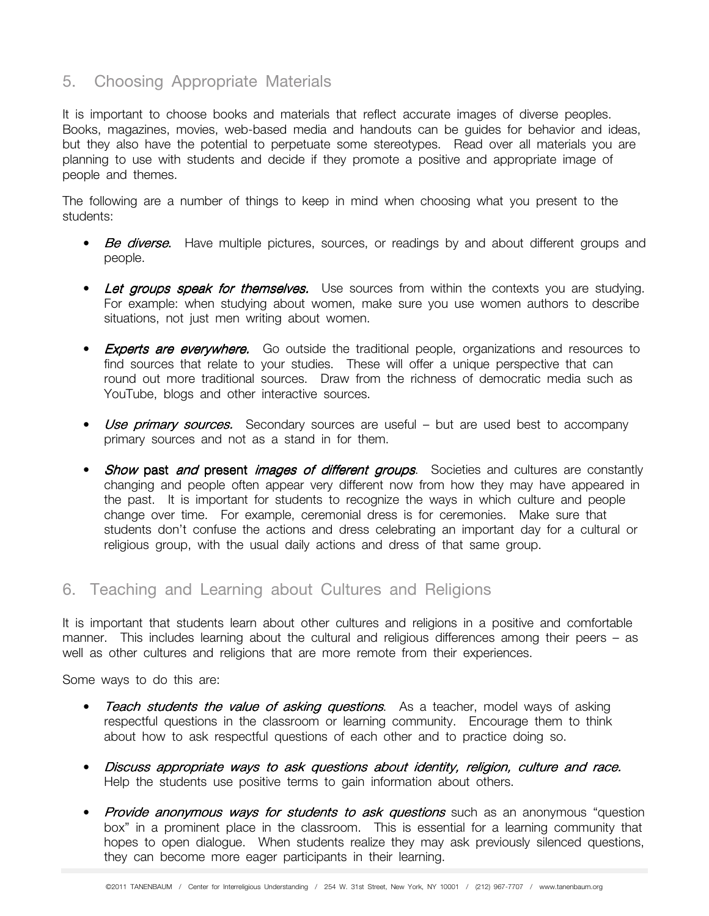## 5. Choosing Appropriate Materials

It is important to choose books and materials that reflect accurate images of diverse peoples. Books, magazines, movies, web-based media and handouts can be guides for behavior and ideas, but they also have the potential to perpetuate some stereotypes. Read over all materials you are planning to use with students and decide if they promote a positive and appropriate image of people and themes.

The following are a number of things to keep in mind when choosing what you present to the students:

- ***Be diverse.*** Have multiple pictures, sources, or readings by and about different groups and people.
- ***Let groups speak for themselves.*** Use sources from within the contexts you are studying. For example: when studying about women, make sure you use women authors to describe situations, not just men writing about women.
- ***Experts are everywhere.*** Go outside the traditional people, organizations and resources to find sources that relate to your studies. These will offer a unique perspective that can round out more traditional sources. Draw from the richness of democratic media such as YouTube, blogs and other interactive sources.
- ***Use primary sources.*** Secondary sources are useful – but are used best to accompany primary sources and not as a stand in for them.
- ***Show* past *and* present *images of different groups*.** Societies and cultures are constantly changing and people often appear very different now from how they may have appeared in the past. It is important for students to recognize the ways in which culture and people change over time. For example, ceremonial dress is for ceremonies. Make sure that students don't confuse the actions and dress celebrating an important day for a cultural or religious group, with the usual daily actions and dress of that same group.

## 6. Teaching and Learning about Cultures and Religions

It is important that students learn about other cultures and religions in a positive and comfortable manner. This includes learning about the cultural and religious differences among their peers – as well as other cultures and religions that are more remote from their experiences.

Some ways to do this are:

- *Teach students the value of asking questions*. As a teacher, model ways of asking respectful questions in the classroom or learning community. Encourage them to think about how to ask respectful questions of each other and to practice doing so.
- *Discuss appropriate ways to ask questions about identity, religion, culture and race.* Help the students use positive terms to gain information about others.
- *Provide anonymous ways for students to ask questions* such as an anonymous "question box" in a prominent place in the classroom. This is essential for a learning community that hopes to open dialogue. When students realize they may ask previously silenced questions, they can become more eager participants in their learning.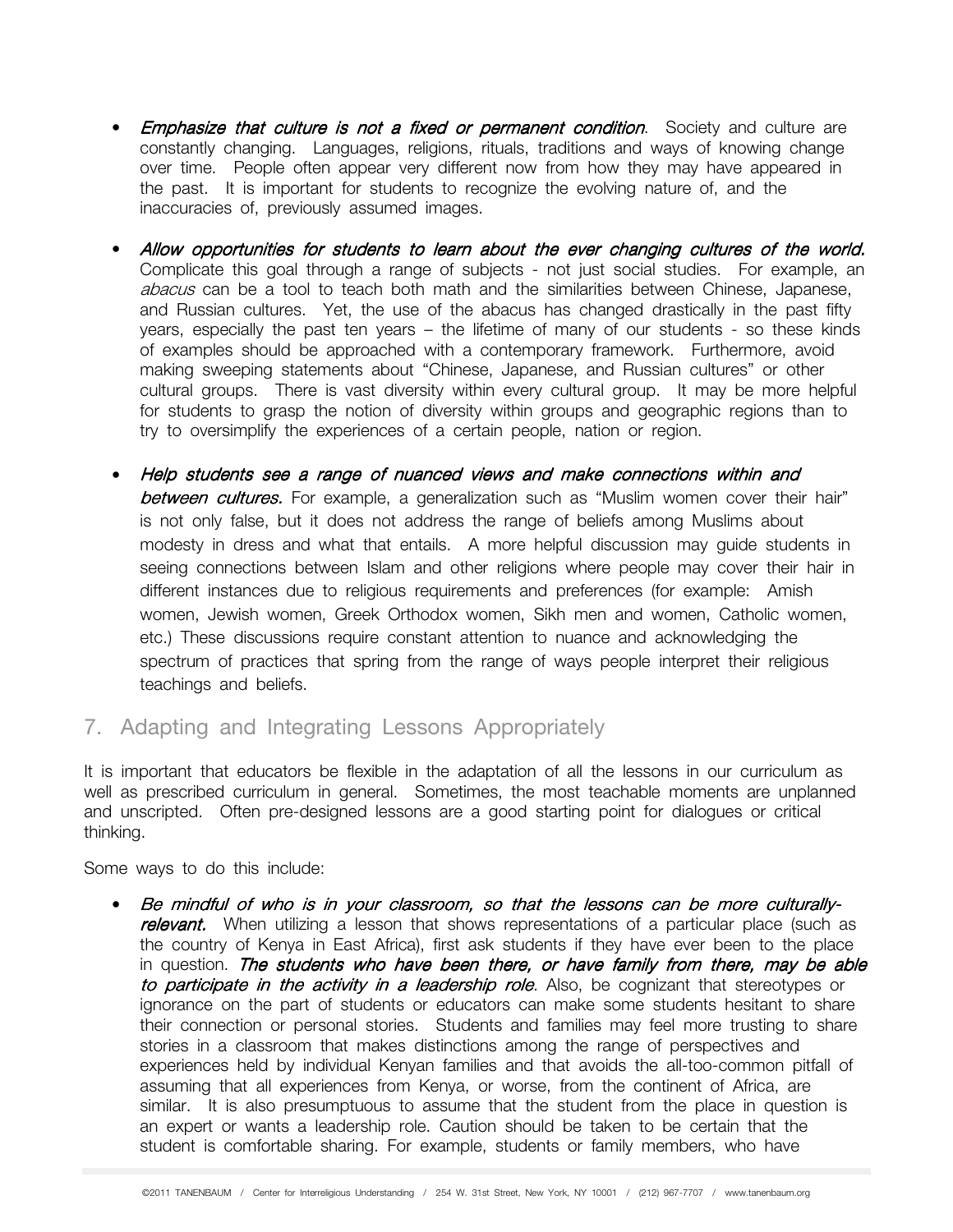- *Emphasize that culture is not a fixed or permanent condition*. Society and culture are constantly changing. Languages, religions, rituals, traditions and ways of knowing change over time. People often appear very different now from how they may have appeared in the past. It is important for students to recognize the evolving nature of, and the inaccuracies of, previously assumed images.

- *Allow opportunities for students to learn about the ever changing cultures of the world.* Complicate this goal through a range of subjects - not just social studies. For example, an *abacus* can be a tool to teach both math and the similarities between Chinese, Japanese, and Russian cultures. Yet, the use of the abacus has changed drastically in the past fifty years, especially the past ten years – the lifetime of many of our students - so these kinds of examples should be approached with a contemporary framework. Furthermore, avoid making sweeping statements about "Chinese, Japanese, and Russian cultures" or other cultural groups. There is vast diversity within every cultural group. It may be more helpful for students to grasp the notion of diversity within groups and geographic regions than to try to oversimplify the experiences of a certain people, nation or region.

- *Help students see a range of nuanced views and make connections within and between cultures.* For example, a generalization such as "Muslim women cover their hair" is not only false, but it does not address the range of beliefs among Muslims about modesty in dress and what that entails. A more helpful discussion may guide students in seeing connections between Islam and other religions where people may cover their hair in different instances due to religious requirements and preferences (for example: Amish women, Jewish women, Greek Orthodox women, Sikh men and women, Catholic women, etc.) These discussions require constant attention to nuance and acknowledging the spectrum of practices that spring from the range of ways people interpret their religious teachings and beliefs.

## 7. Adapting and Integrating Lessons Appropriately

It is important that educators be flexible in the adaptation of all the lessons in our curriculum as well as prescribed curriculum in general. Sometimes, the most teachable moments are unplanned and unscripted. Often pre-designed lessons are a good starting point for dialogues or critical thinking.

Some ways to do this include:

- *Be mindful of who is in your classroom, so that the lessons can be more culturally-relevant.* When utilizing a lesson that shows representations of a particular place (such as the country of Kenya in East Africa), first ask students if they have ever been to the place in question. ***The students who have been there, or have family from there, may be able to participate in the activity in a leadership role***. Also, be cognizant that stereotypes or ignorance on the part of students or educators can make some students hesitant to share their connection or personal stories. Students and families may feel more trusting to share stories in a classroom that makes distinctions among the range of perspectives and experiences held by individual Kenyan families and that avoids the all-too-common pitfall of assuming that all experiences from Kenya, or worse, from the continent of Africa, are similar. It is also presumptuous to assume that the student from the place in question is an expert or wants a leadership role. Caution should be taken to be certain that the student is comfortable sharing. For example, students or family members, who have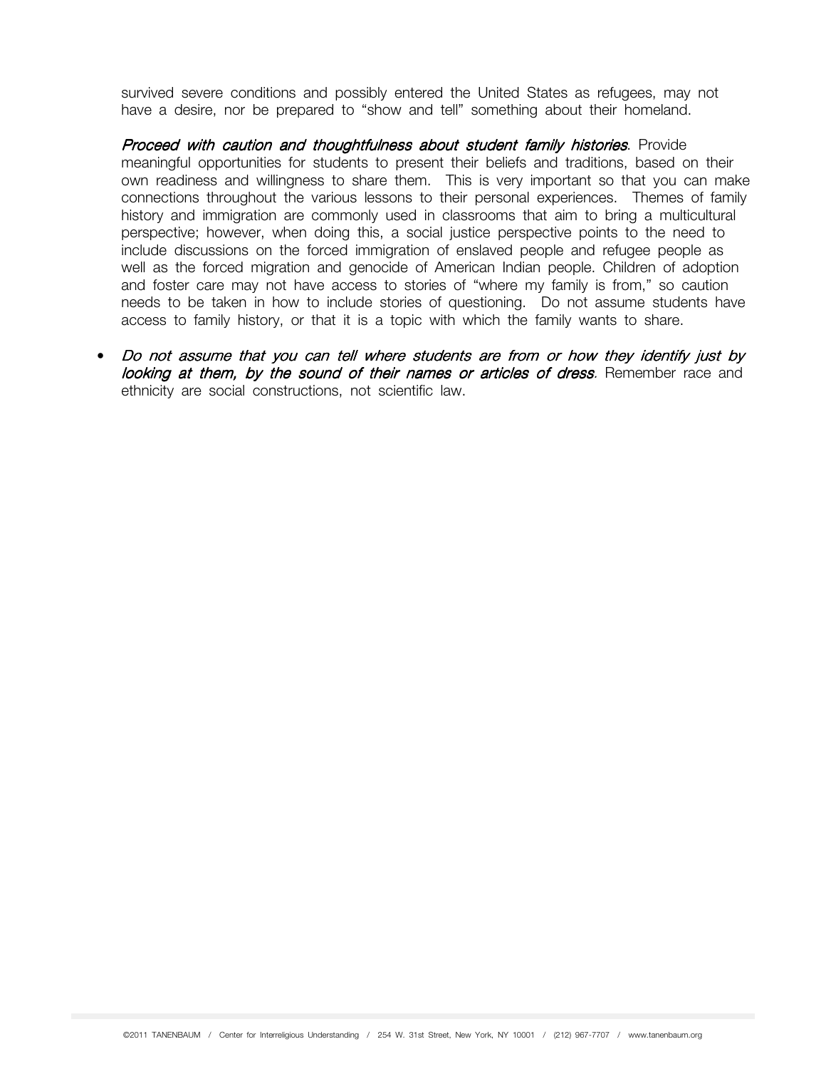survived severe conditions and possibly entered the United States as refugees, may not have a desire, nor be prepared to "show and tell" something about their homeland.

*Proceed with caution and thoughtfulness about student family histories*. Provide meaningful opportunities for students to present their beliefs and traditions, based on their own readiness and willingness to share them. This is very important so that you can make connections throughout the various lessons to their personal experiences. Themes of family history and immigration are commonly used in classrooms that aim to bring a multicultural perspective; however, when doing this, a social justice perspective points to the need to include discussions on the forced immigration of enslaved people and refugee people as well as the forced migration and genocide of American Indian people. Children of adoption and foster care may not have access to stories of "where my family is from," so caution needs to be taken in how to include stories of questioning. Do not assume students have access to family history, or that it is a topic with which the family wants to share.

- *Do not assume that you can tell where students are from or how they identify just by looking at them, by the sound of their names or articles of dress*. Remember race and ethnicity are social constructions, not scientific law.